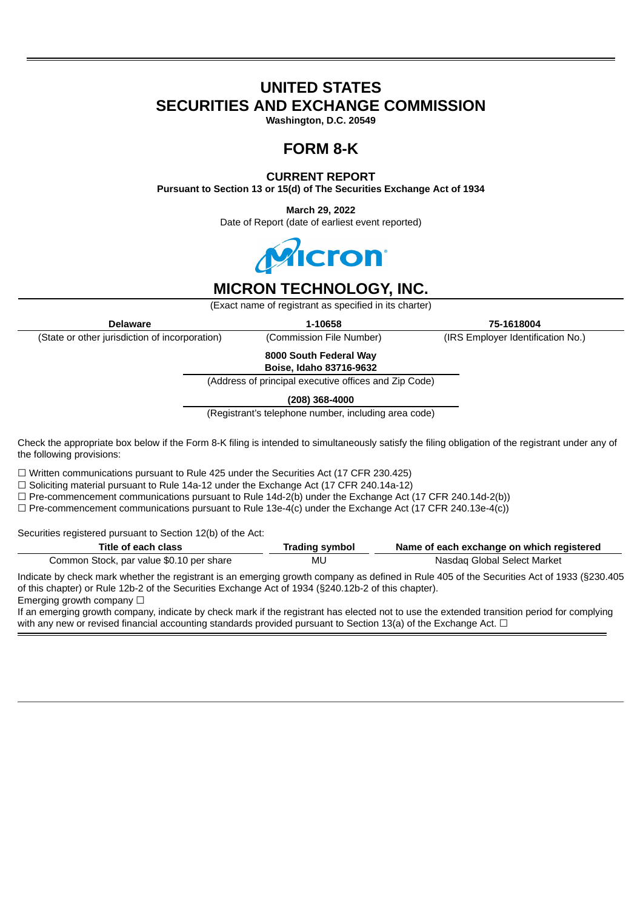# UNITED STATES
# SECURITIES AND EXCHANGE COMMISSION

**Washington, D.C. 20549**

## FORM 8-K

**CURRENT REPORT**
**Pursuant to Section 13 or 15(d) of The Securities Exchange Act of 1934**

**March 29, 2022**
Date of Report (date of earliest event reported)

## MICRON TECHNOLOGY, INC.

(Exact name of registrant as specified in its charter)

| **Delaware** | **1-10658** | **75-1618004** |
|---|---|---|
| (State or other jurisdiction of incorporation) | (Commission File Number) | (IRS Employer Identification No.) |

**8000 South Federal Way**
**Boise, Idaho 83716-9632**
(Address of principal executive offices and Zip Code)

**(208) 368-4000**
(Registrant's telephone number, including area code)

Check the appropriate box below if the Form 8-K filing is intended to simultaneously satisfy the filing obligation of the registrant under any of the following provisions:

☐ Written communications pursuant to Rule 425 under the Securities Act (17 CFR 230.425)
☐ Soliciting material pursuant to Rule 14a-12 under the Exchange Act (17 CFR 240.14a-12)
☐ Pre-commencement communications pursuant to Rule 14d-2(b) under the Exchange Act (17 CFR 240.14d-2(b))
☐ Pre-commencement communications pursuant to Rule 13e-4(c) under the Exchange Act (17 CFR 240.13e-4(c))

Securities registered pursuant to Section 12(b) of the Act:

| Title of each class | Trading symbol | Name of each exchange on which registered |
|---|---|---|
| Common Stock, par value $0.10 per share | MU | Nasdaq Global Select Market |

Indicate by check mark whether the registrant is an emerging growth company as defined in Rule 405 of the Securities Act of 1933 (§230.405 of this chapter) or Rule 12b-2 of the Securities Exchange Act of 1934 (§240.12b-2 of this chapter).
Emerging growth company ☐
If an emerging growth company, indicate by check mark if the registrant has elected not to use the extended transition period for complying with any new or revised financial accounting standards provided pursuant to Section 13(a) of the Exchange Act. ☐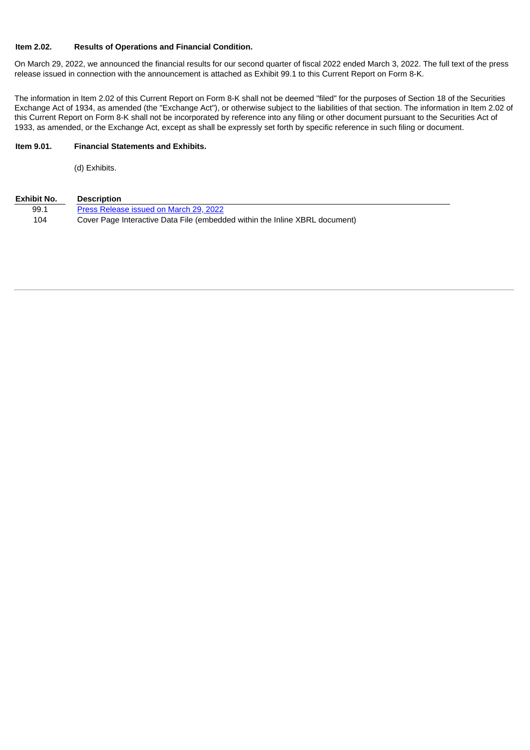**Item 2.02. Results of Operations and Financial Condition.**

On March 29, 2022, we announced the financial results for our second quarter of fiscal 2022 ended March 3, 2022. The full text of the press release issued in connection with the announcement is attached as Exhibit 99.1 to this Current Report on Form 8-K.

The information in Item 2.02 of this Current Report on Form 8-K shall not be deemed "filed" for the purposes of Section 18 of the Securities Exchange Act of 1934, as amended (the "Exchange Act"), or otherwise subject to the liabilities of that section. The information in Item 2.02 of this Current Report on Form 8-K shall not be incorporated by reference into any filing or other document pursuant to the Securities Act of 1933, as amended, or the Exchange Act, except as shall be expressly set forth by specific reference in such filing or document.

**Item 9.01. Financial Statements and Exhibits.**

(d) Exhibits.

| Exhibit No. | Description |
|---|---|
| 99.1 | Press Release issued on March 29, 2022 |
| 104 | Cover Page Interactive Data File (embedded within the Inline XBRL document) |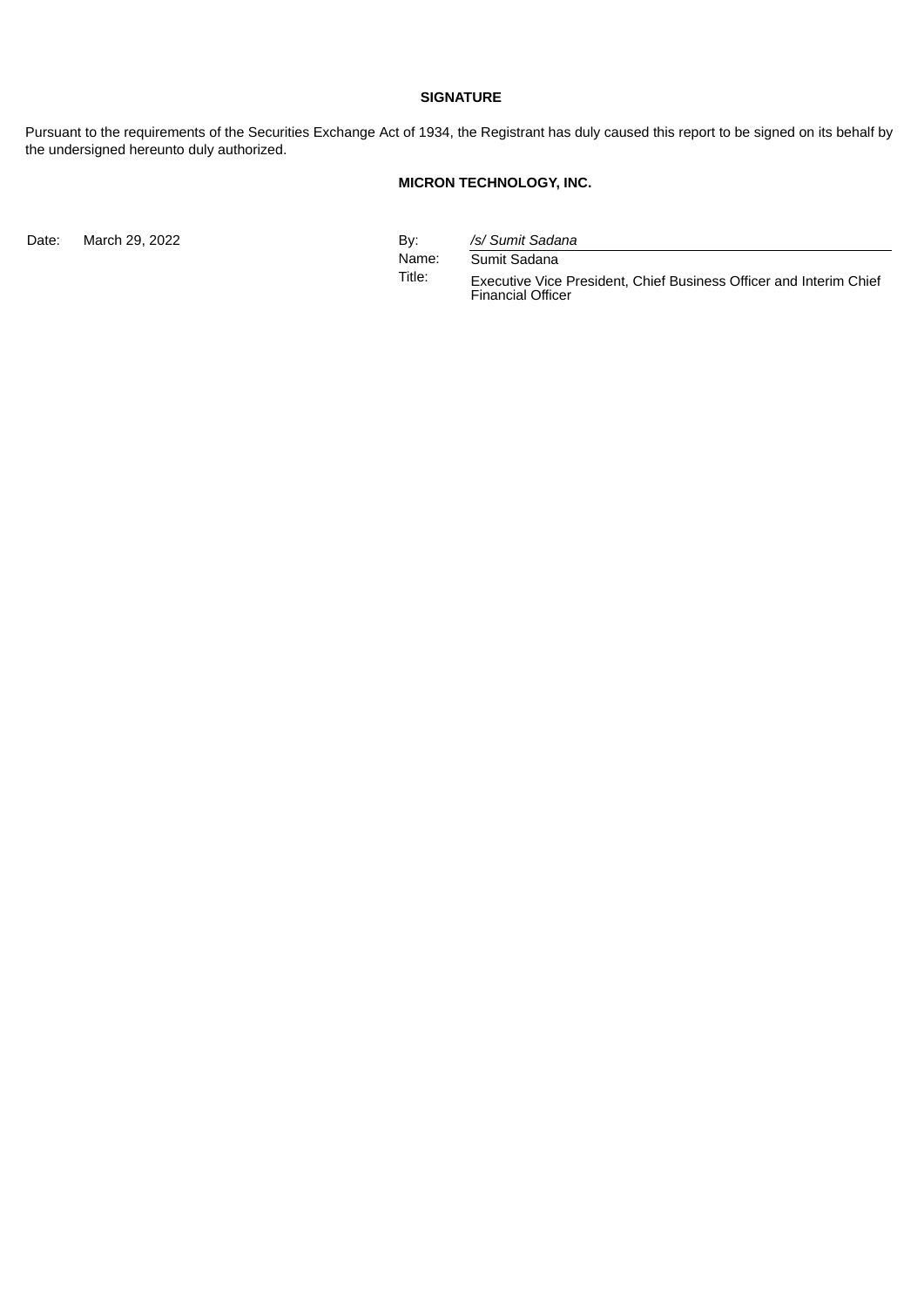**SIGNATURE**

Pursuant to the requirements of the Securities Exchange Act of 1934, the Registrant has duly caused this report to be signed on its behalf by the undersigned hereunto duly authorized.

**MICRON TECHNOLOGY, INC.**

| | | | |
|---|---|---|---|
| Date: | March 29, 2022 | By: | */s/ Sumit Sadana* |
| | | Name: | Sumit Sadana |
| | | Title: | Executive Vice President, Chief Business Officer and Interim Chief Financial Officer |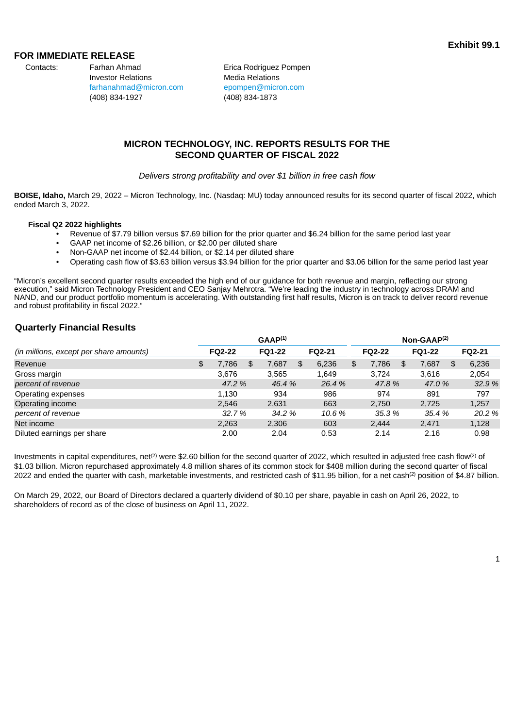**Exhibit 99.1**

**FOR IMMEDIATE RELEASE**

Contacts:

Farhan Ahmad
Investor Relations
farhanahmad@micron.com
(408) 834-1927

Erica Rodriguez Pompen
Media Relations
epompen@micron.com
(408) 834-1873

## MICRON TECHNOLOGY, INC. REPORTS RESULTS FOR THE SECOND QUARTER OF FISCAL 2022

*Delivers strong profitability and over $1 billion in free cash flow*

**BOISE, Idaho,** March 29, 2022 – Micron Technology, Inc. (Nasdaq: MU) today announced results for its second quarter of fiscal 2022, which ended March 3, 2022.

**Fiscal Q2 2022 highlights**

- Revenue of $7.79 billion versus $7.69 billion for the prior quarter and $6.24 billion for the same period last year
- GAAP net income of $2.26 billion, or $2.00 per diluted share
- Non-GAAP net income of $2.44 billion, or $2.14 per diluted share
- Operating cash flow of $3.63 billion versus $3.94 billion for the prior quarter and $3.06 billion for the same period last year

"Micron's excellent second quarter results exceeded the high end of our guidance for both revenue and margin, reflecting our strong execution," said Micron Technology President and CEO Sanjay Mehrotra. "We're leading the industry in technology across DRAM and NAND, and our product portfolio momentum is accelerating. With outstanding first half results, Micron is on track to deliver record revenue and robust profitability in fiscal 2022."

### Quarterly Financial Results

| | GAAP[(1)] | | | Non-GAAP[(2)] | | |
|---|---|---|---|---|---|---|
| *(in millions, except per share amounts)* | **FQ2-22** | **FQ1-22** | **FQ2-21** | **FQ2-22** | **FQ1-22** | **FQ2-21** |
| Revenue | $ 7,786 | $ 7,687 | $ 6,236 | $ 7,786 | $ 7,687 | $ 6,236 |
| Gross margin | 3,676 | 3,565 | 1,649 | 3,724 | 3,616 | 2,054 |
| *percent of revenue* | *47.2 %* | *46.4 %* | *26.4 %* | *47.8 %* | *47.0 %* | *32.9 %* |
| Operating expenses | 1,130 | 934 | 986 | 974 | 891 | 797 |
| Operating income | 2,546 | 2,631 | 663 | 2,750 | 2,725 | 1,257 |
| *percent of revenue* | *32.7 %* | *34.2 %* | *10.6 %* | *35.3 %* | *35.4 %* | *20.2 %* |
| Net income | 2,263 | 2,306 | 603 | 2,444 | 2,471 | 1,128 |
| Diluted earnings per share | 2.00 | 2.04 | 0.53 | 2.14 | 2.16 | 0.98 |

Investments in capital expenditures, net[(2)] were $2.60 billion for the second quarter of 2022, which resulted in adjusted free cash flow[(2)] of $1.03 billion. Micron repurchased approximately 4.8 million shares of its common stock for $408 million during the second quarter of fiscal 2022 and ended the quarter with cash, marketable investments, and restricted cash of $11.95 billion, for a net cash[(2)] position of $4.87 billion.

On March 29, 2022, our Board of Directors declared a quarterly dividend of $0.10 per share, payable in cash on April 26, 2022, to shareholders of record as of the close of business on April 11, 2022.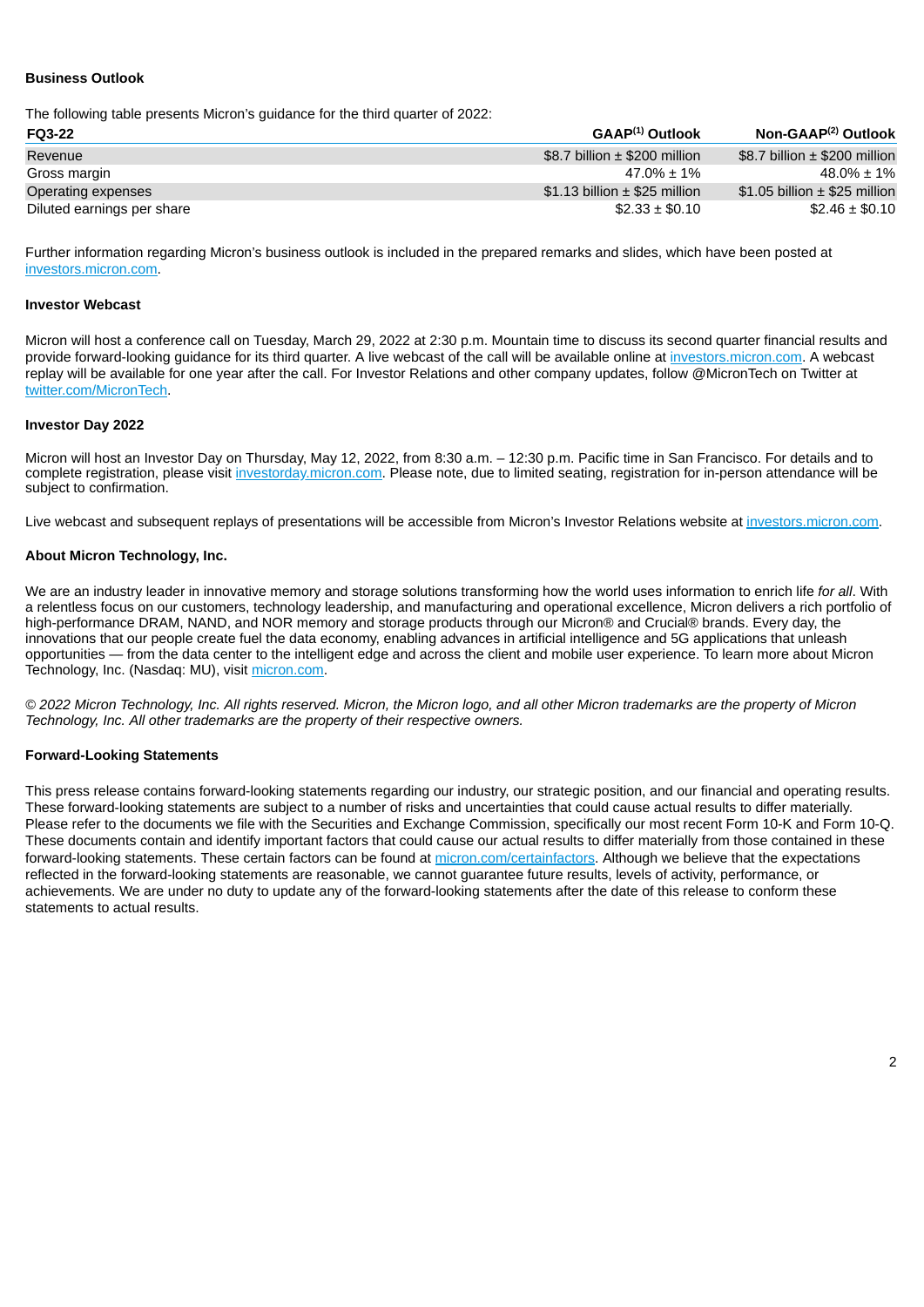**Business Outlook**

The following table presents Micron's guidance for the third quarter of 2022:

| FQ3-22 | GAAP[1] Outlook | Non-GAAP[2] Outlook |
|---|---|---|
| Revenue | $8.7 billion ± $200 million | $8.7 billion ± $200 million |
| Gross margin | 47.0% ± 1% | 48.0% ± 1% |
| Operating expenses | $1.13 billion ± $25 million | $1.05 billion ± $25 million |
| Diluted earnings per share | $2.33 ± $0.10 | $2.46 ± $0.10 |

Further information regarding Micron's business outlook is included in the prepared remarks and slides, which have been posted at investors.micron.com.

**Investor Webcast**

Micron will host a conference call on Tuesday, March 29, 2022 at 2:30 p.m. Mountain time to discuss its second quarter financial results and provide forward-looking guidance for its third quarter. A live webcast of the call will be available online at investors.micron.com. A webcast replay will be available for one year after the call. For Investor Relations and other company updates, follow @MicronTech on Twitter at twitter.com/MicronTech.

**Investor Day 2022**

Micron will host an Investor Day on Thursday, May 12, 2022, from 8:30 a.m. – 12:30 p.m. Pacific time in San Francisco. For details and to complete registration, please visit investorday.micron.com. Please note, due to limited seating, registration for in-person attendance will be subject to confirmation.

Live webcast and subsequent replays of presentations will be accessible from Micron's Investor Relations website at investors.micron.com.

**About Micron Technology, Inc.**

We are an industry leader in innovative memory and storage solutions transforming how the world uses information to enrich life *for all*. With a relentless focus on our customers, technology leadership, and manufacturing and operational excellence, Micron delivers a rich portfolio of high-performance DRAM, NAND, and NOR memory and storage products through our Micron® and Crucial® brands. Every day, the innovations that our people create fuel the data economy, enabling advances in artificial intelligence and 5G applications that unleash opportunities — from the data center to the intelligent edge and across the client and mobile user experience. To learn more about Micron Technology, Inc. (Nasdaq: MU), visit micron.com.

*© 2022 Micron Technology, Inc. All rights reserved. Micron, the Micron logo, and all other Micron trademarks are the property of Micron Technology, Inc. All other trademarks are the property of their respective owners.*

**Forward-Looking Statements**

This press release contains forward-looking statements regarding our industry, our strategic position, and our financial and operating results. These forward-looking statements are subject to a number of risks and uncertainties that could cause actual results to differ materially. Please refer to the documents we file with the Securities and Exchange Commission, specifically our most recent Form 10-K and Form 10-Q. These documents contain and identify important factors that could cause our actual results to differ materially from those contained in these forward-looking statements. These certain factors can be found at micron.com/certainfactors. Although we believe that the expectations reflected in the forward-looking statements are reasonable, we cannot guarantee future results, levels of activity, performance, or achievements. We are under no duty to update any of the forward-looking statements after the date of this release to conform these statements to actual results.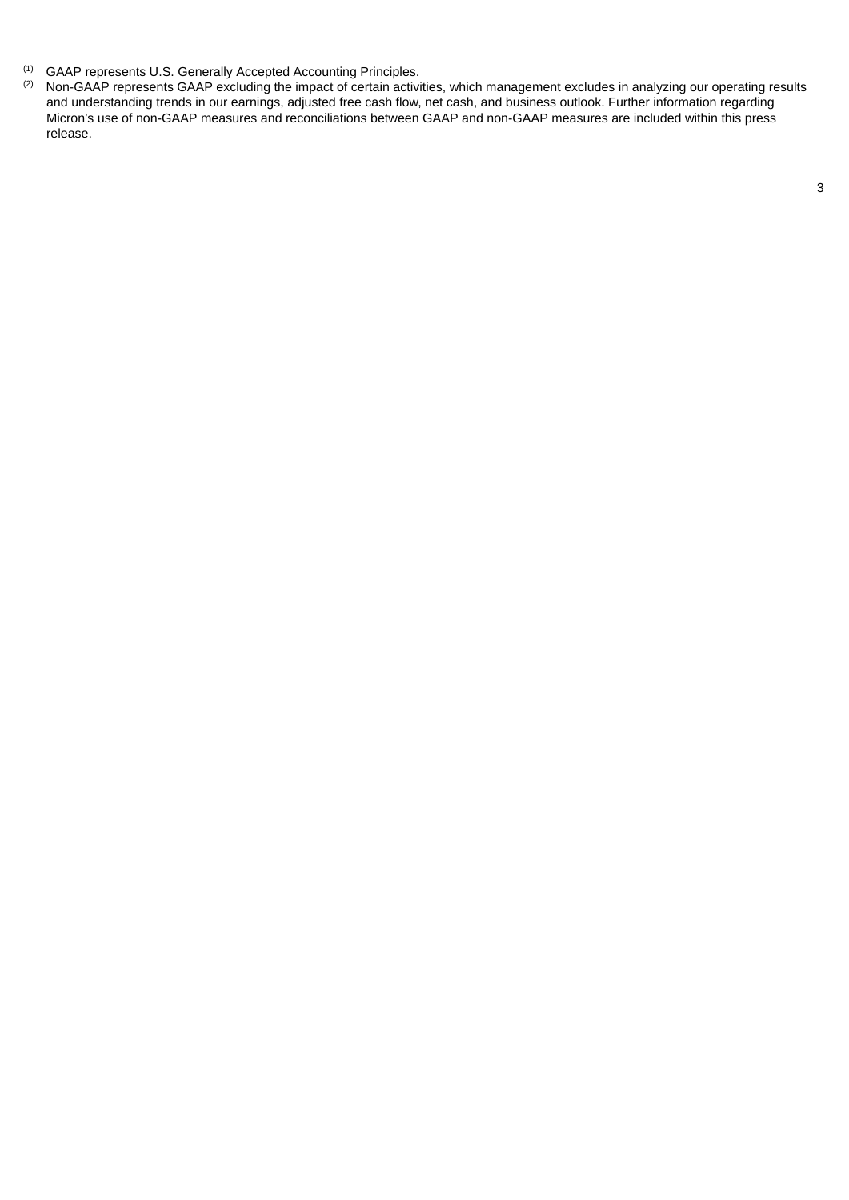[1] GAAP represents U.S. Generally Accepted Accounting Principles.

[2] Non-GAAP represents GAAP excluding the impact of certain activities, which management excludes in analyzing our operating results and understanding trends in our earnings, adjusted free cash flow, net cash, and business outlook. Further information regarding Micron's use of non-GAAP measures and reconciliations between GAAP and non-GAAP measures are included within this press release.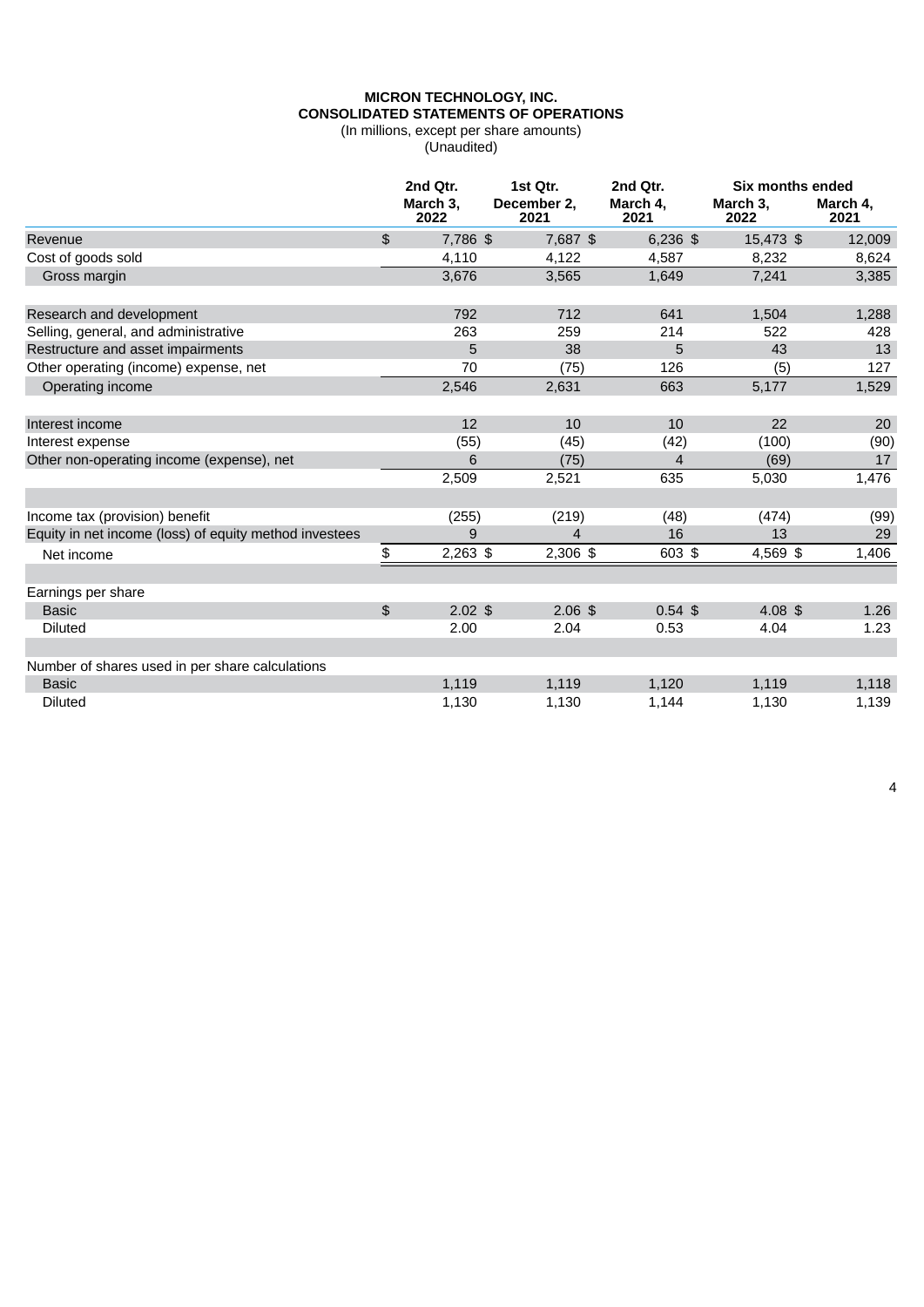**MICRON TECHNOLOGY, INC.**
**CONSOLIDATED STATEMENTS OF OPERATIONS**
(In millions, except per share amounts)
(Unaudited)

| | 2nd Qtr. March 3, 2022 | 1st Qtr. December 2, 2021 | 2nd Qtr. March 4, 2021 | Six months ended March 3, 2022 | Six months ended March 4, 2021 |
|---|---|---|---|---|---|
| Revenue | $ 7,786 | $ 7,687 | $ 6,236 | $ 15,473 | $ 12,009 |
| Cost of goods sold | 4,110 | 4,122 | 4,587 | 8,232 | 8,624 |
| Gross margin | 3,676 | 3,565 | 1,649 | 7,241 | 3,385 |
| | | | | | |
| Research and development | 792 | 712 | 641 | 1,504 | 1,288 |
| Selling, general, and administrative | 263 | 259 | 214 | 522 | 428 |
| Restructure and asset impairments | 5 | 38 | 5 | 43 | 13 |
| Other operating (income) expense, net | 70 | (75) | 126 | (5) | 127 |
| Operating income | 2,546 | 2,631 | 663 | 5,177 | 1,529 |
| | | | | | |
| Interest income | 12 | 10 | 10 | 22 | 20 |
| Interest expense | (55) | (45) | (42) | (100) | (90) |
| Other non-operating income (expense), net | 6 | (75) | 4 | (69) | 17 |
| | 2,509 | 2,521 | 635 | 5,030 | 1,476 |
| | | | | | |
| Income tax (provision) benefit | (255) | (219) | (48) | (474) | (99) |
| Equity in net income (loss) of equity method investees | 9 | 4 | 16 | 13 | 29 |
| Net income | $ 2,263 | $ 2,306 | $ 603 | $ 4,569 | $ 1,406 |
| | | | | | |
| Earnings per share | | | | | |
| Basic | $ 2.02 | $ 2.06 | $ 0.54 | $ 4.08 | $ 1.26 |
| Diluted | 2.00 | 2.04 | 0.53 | 4.04 | 1.23 |
| | | | | | |
| Number of shares used in per share calculations | | | | | |
| Basic | 1,119 | 1,119 | 1,120 | 1,119 | 1,118 |
| Diluted | 1,130 | 1,130 | 1,144 | 1,130 | 1,139 |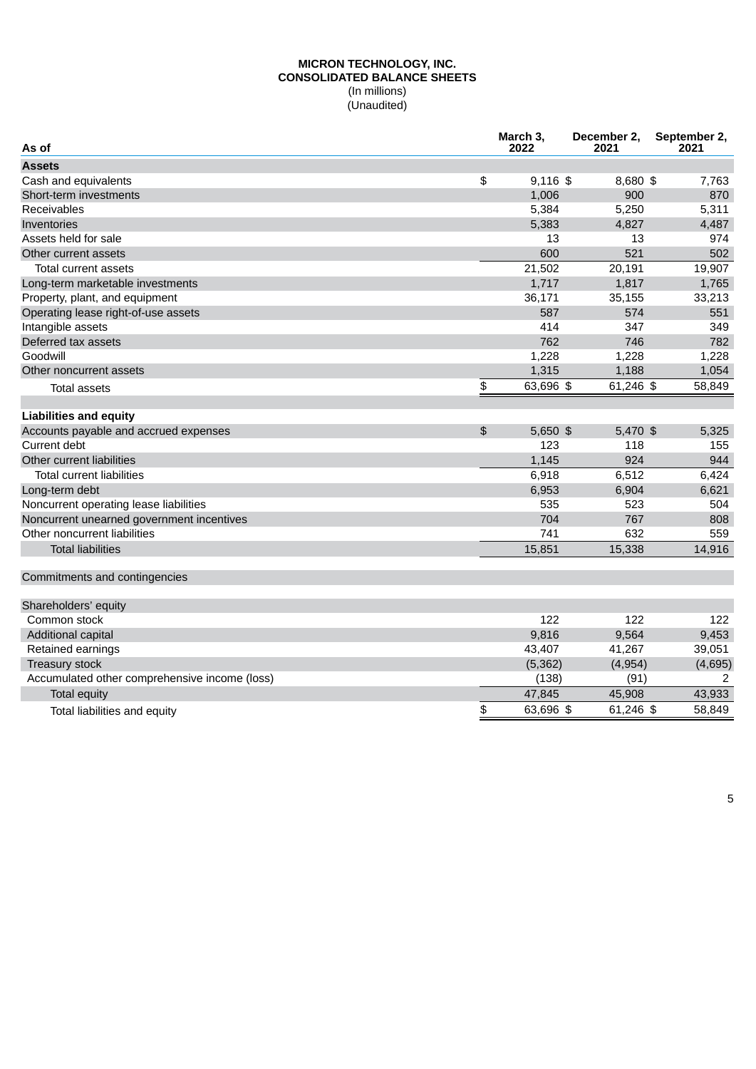**MICRON TECHNOLOGY, INC.**
**CONSOLIDATED BALANCE SHEETS**
(In millions)
(Unaudited)

| As of | March 3, 2022 | December 2, 2021 | September 2, 2021 |
|---|---|---|---|
| **Assets** | | | |
| Cash and equivalents | $ 9,116 | $ 8,680 | $ 7,763 |
| Short-term investments | 1,006 | 900 | 870 |
| Receivables | 5,384 | 5,250 | 5,311 |
| Inventories | 5,383 | 4,827 | 4,487 |
| Assets held for sale | 13 | 13 | 974 |
| Other current assets | 600 | 521 | 502 |
| Total current assets | 21,502 | 20,191 | 19,907 |
| Long-term marketable investments | 1,717 | 1,817 | 1,765 |
| Property, plant, and equipment | 36,171 | 35,155 | 33,213 |
| Operating lease right-of-use assets | 587 | 574 | 551 |
| Intangible assets | 414 | 347 | 349 |
| Deferred tax assets | 762 | 746 | 782 |
| Goodwill | 1,228 | 1,228 | 1,228 |
| Other noncurrent assets | 1,315 | 1,188 | 1,054 |
| Total assets | $ 63,696 | $ 61,246 | $ 58,849 |
| | | | |
| **Liabilities and equity** | | | |
| Accounts payable and accrued expenses | $ 5,650 | $ 5,470 | $ 5,325 |
| Current debt | 123 | 118 | 155 |
| Other current liabilities | 1,145 | 924 | 944 |
| Total current liabilities | 6,918 | 6,512 | 6,424 |
| Long-term debt | 6,953 | 6,904 | 6,621 |
| Noncurrent operating lease liabilities | 535 | 523 | 504 |
| Noncurrent unearned government incentives | 704 | 767 | 808 |
| Other noncurrent liabilities | 741 | 632 | 559 |
| Total liabilities | 15,851 | 15,338 | 14,916 |
| | | | |
| Commitments and contingencies | | | |
| | | | |
| Shareholders' equity | | | |
| Common stock | 122 | 122 | 122 |
| Additional capital | 9,816 | 9,564 | 9,453 |
| Retained earnings | 43,407 | 41,267 | 39,051 |
| Treasury stock | (5,362) | (4,954) | (4,695) |
| Accumulated other comprehensive income (loss) | (138) | (91) | 2 |
| Total equity | 47,845 | 45,908 | 43,933 |
| Total liabilities and equity | $ 63,696 | $ 61,246 | $ 58,849 |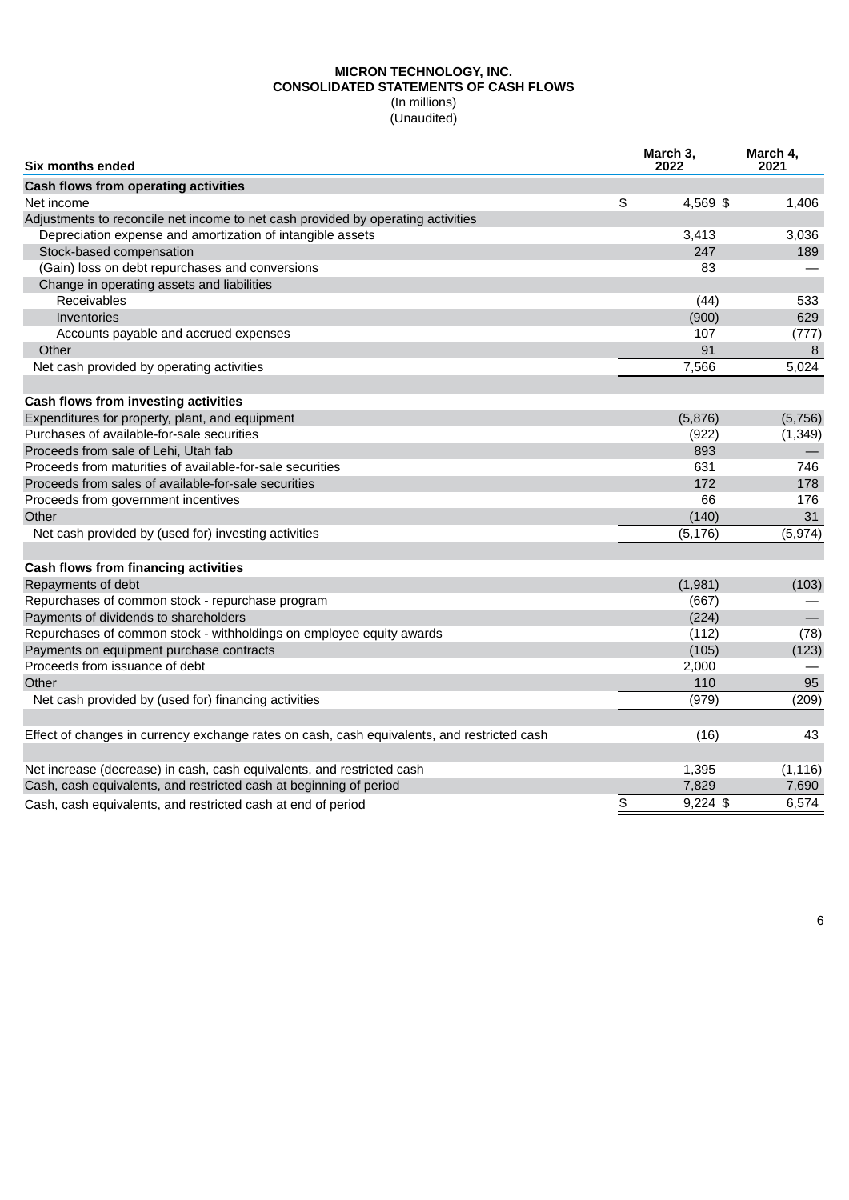**MICRON TECHNOLOGY, INC.**
**CONSOLIDATED STATEMENTS OF CASH FLOWS**
(In millions)
(Unaudited)

| Six months ended | March 3, 2022 | March 4, 2021 |
|---|---|---|
| **Cash flows from operating activities** | | |
| Net income | $ 4,569 | $ 1,406 |
| Adjustments to reconcile net income to net cash provided by operating activities | | |
| Depreciation expense and amortization of intangible assets | 3,413 | 3,036 |
| Stock-based compensation | 247 | 189 |
| (Gain) loss on debt repurchases and conversions | 83 | — |
| Change in operating assets and liabilities | | |
| Receivables | (44) | 533 |
| Inventories | (900) | 629 |
| Accounts payable and accrued expenses | 107 | (777) |
| Other | 91 | 8 |
| Net cash provided by operating activities | 7,566 | 5,024 |
| | | |
| **Cash flows from investing activities** | | |
| Expenditures for property, plant, and equipment | (5,876) | (5,756) |
| Purchases of available-for-sale securities | (922) | (1,349) |
| Proceeds from sale of Lehi, Utah fab | 893 | — |
| Proceeds from maturities of available-for-sale securities | 631 | 746 |
| Proceeds from sales of available-for-sale securities | 172 | 178 |
| Proceeds from government incentives | 66 | 176 |
| Other | (140) | 31 |
| Net cash provided by (used for) investing activities | (5,176) | (5,974) |
| | | |
| **Cash flows from financing activities** | | |
| Repayments of debt | (1,981) | (103) |
| Repurchases of common stock - repurchase program | (667) | — |
| Payments of dividends to shareholders | (224) | — |
| Repurchases of common stock - withholdings on employee equity awards | (112) | (78) |
| Payments on equipment purchase contracts | (105) | (123) |
| Proceeds from issuance of debt | 2,000 | — |
| Other | 110 | 95 |
| Net cash provided by (used for) financing activities | (979) | (209) |
| | | |
| Effect of changes in currency exchange rates on cash, cash equivalents, and restricted cash | (16) | 43 |
| | | |
| Net increase (decrease) in cash, cash equivalents, and restricted cash | 1,395 | (1,116) |
| Cash, cash equivalents, and restricted cash at beginning of period | 7,829 | 7,690 |
| Cash, cash equivalents, and restricted cash at end of period | $ 9,224 | $ 6,574 |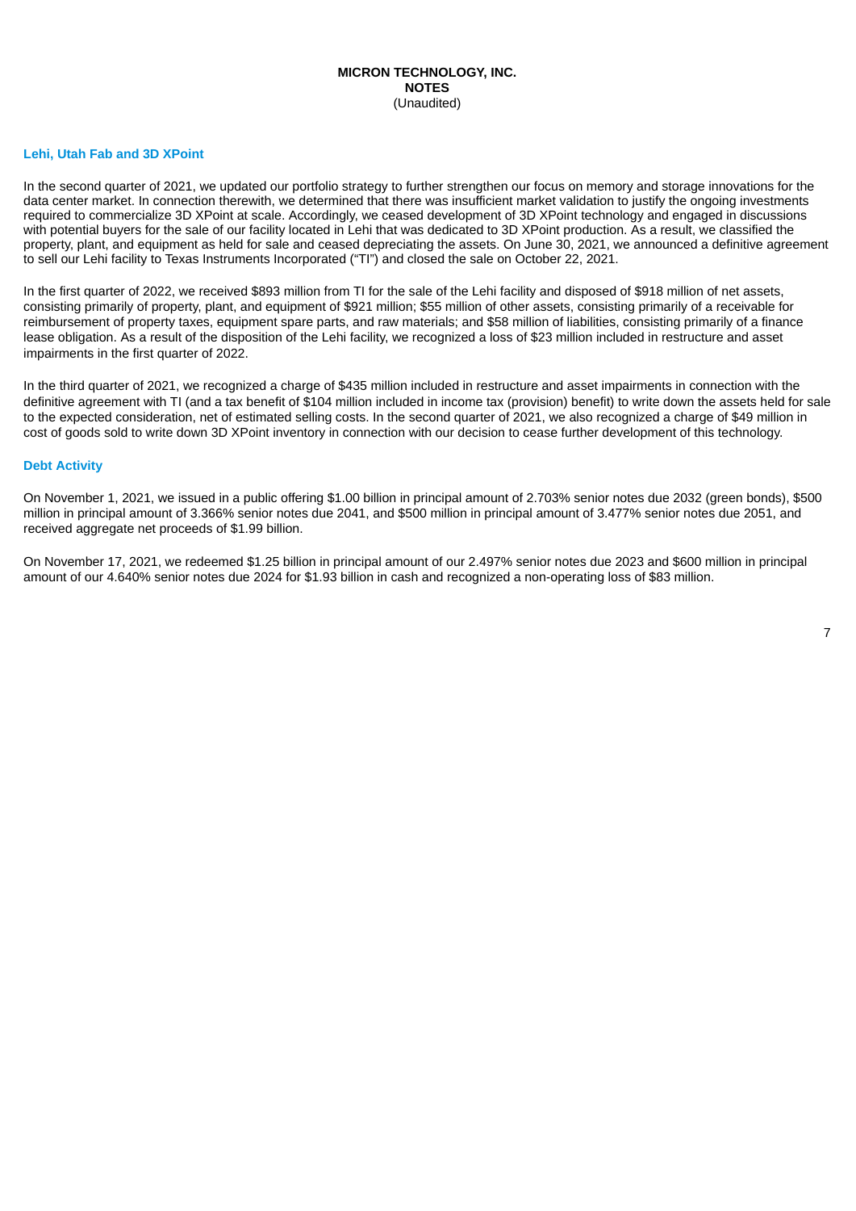## Lehi, Utah Fab and 3D XPoint

In the second quarter of 2021, we updated our portfolio strategy to further strengthen our focus on memory and storage innovations for the data center market. In connection therewith, we determined that there was insufficient market validation to justify the ongoing investments required to commercialize 3D XPoint at scale. Accordingly, we ceased development of 3D XPoint technology and engaged in discussions with potential buyers for the sale of our facility located in Lehi that was dedicated to 3D XPoint production. As a result, we classified the property, plant, and equipment as held for sale and ceased depreciating the assets. On June 30, 2021, we announced a definitive agreement to sell our Lehi facility to Texas Instruments Incorporated ("TI") and closed the sale on October 22, 2021.

In the first quarter of 2022, we received $893 million from TI for the sale of the Lehi facility and disposed of $918 million of net assets, consisting primarily of property, plant, and equipment of $921 million; $55 million of other assets, consisting primarily of a receivable for reimbursement of property taxes, equipment spare parts, and raw materials; and $58 million of liabilities, consisting primarily of a finance lease obligation. As a result of the disposition of the Lehi facility, we recognized a loss of $23 million included in restructure and asset impairments in the first quarter of 2022.

In the third quarter of 2021, we recognized a charge of $435 million included in restructure and asset impairments in connection with the definitive agreement with TI (and a tax benefit of $104 million included in income tax (provision) benefit) to write down the assets held for sale to the expected consideration, net of estimated selling costs. In the second quarter of 2021, we also recognized a charge of $49 million in cost of goods sold to write down 3D XPoint inventory in connection with our decision to cease further development of this technology.

## Debt Activity

On November 1, 2021, we issued in a public offering $1.00 billion in principal amount of 2.703% senior notes due 2032 (green bonds), $500 million in principal amount of 3.366% senior notes due 2041, and $500 million in principal amount of 3.477% senior notes due 2051, and received aggregate net proceeds of $1.99 billion.

On November 17, 2021, we redeemed $1.25 billion in principal amount of our 2.497% senior notes due 2023 and $600 million in principal amount of our 4.640% senior notes due 2024 for $1.93 billion in cash and recognized a non-operating loss of $83 million.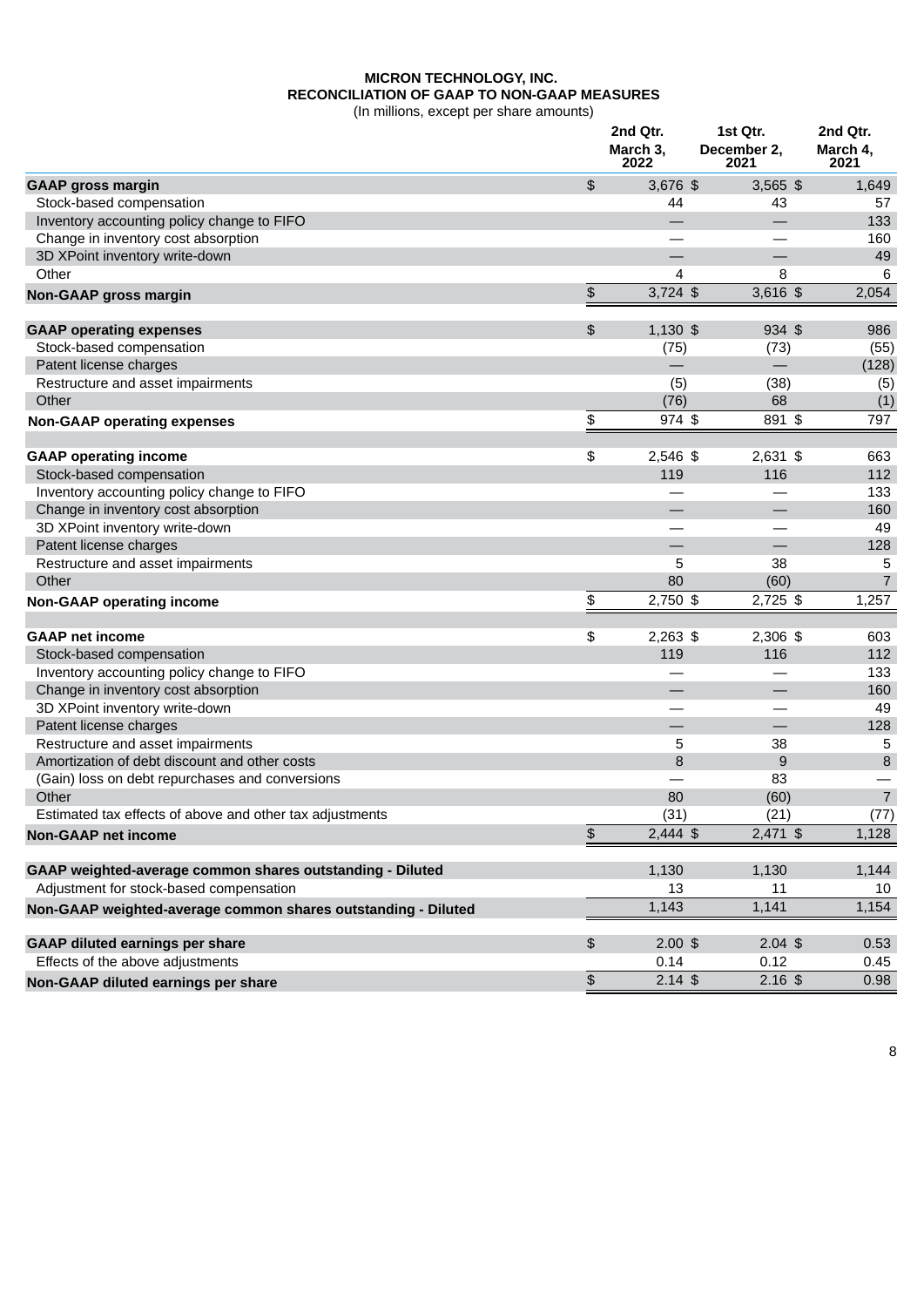**MICRON TECHNOLOGY, INC.**
**RECONCILIATION OF GAAP TO NON-GAAP MEASURES**
(In millions, except per share amounts)

| | 2nd Qtr. March 3, 2022 | 1st Qtr. December 2, 2021 | 2nd Qtr. March 4, 2021 |
|---|---|---|---|
| **GAAP gross margin** | $ 3,676 | $ 3,565 | $ 1,649 |
| Stock-based compensation | 44 | 43 | 57 |
| Inventory accounting policy change to FIFO | — | — | 133 |
| Change in inventory cost absorption | — | — | 160 |
| 3D XPoint inventory write-down | — | — | 49 |
| Other | 4 | 8 | 6 |
| **Non-GAAP gross margin** | $ 3,724 | $ 3,616 | $ 2,054 |
| | | | |
| **GAAP operating expenses** | $ 1,130 | $ 934 | $ 986 |
| Stock-based compensation | (75) | (73) | (55) |
| Patent license charges | — | — | (128) |
| Restructure and asset impairments | (5) | (38) | (5) |
| Other | (76) | 68 | (1) |
| **Non-GAAP operating expenses** | $ 974 | $ 891 | $ 797 |
| | | | |
| **GAAP operating income** | $ 2,546 | $ 2,631 | $ 663 |
| Stock-based compensation | 119 | 116 | 112 |
| Inventory accounting policy change to FIFO | — | — | 133 |
| Change in inventory cost absorption | — | — | 160 |
| 3D XPoint inventory write-down | — | — | 49 |
| Patent license charges | — | — | 128 |
| Restructure and asset impairments | 5 | 38 | 5 |
| Other | 80 | (60) | 7 |
| **Non-GAAP operating income** | $ 2,750 | $ 2,725 | $ 1,257 |
| | | | |
| **GAAP net income** | $ 2,263 | $ 2,306 | $ 603 |
| Stock-based compensation | 119 | 116 | 112 |
| Inventory accounting policy change to FIFO | — | — | 133 |
| Change in inventory cost absorption | — | — | 160 |
| 3D XPoint inventory write-down | — | — | 49 |
| Patent license charges | — | — | 128 |
| Restructure and asset impairments | 5 | 38 | 5 |
| Amortization of debt discount and other costs | 8 | 9 | 8 |
| (Gain) loss on debt repurchases and conversions | — | 83 | — |
| Other | 80 | (60) | 7 |
| Estimated tax effects of above and other tax adjustments | (31) | (21) | (77) |
| **Non-GAAP net income** | $ 2,444 | $ 2,471 | $ 1,128 |
| | | | |
| **GAAP weighted-average common shares outstanding - Diluted** | 1,130 | 1,130 | 1,144 |
| Adjustment for stock-based compensation | 13 | 11 | 10 |
| **Non-GAAP weighted-average common shares outstanding - Diluted** | 1,143 | 1,141 | 1,154 |
| | | | |
| **GAAP diluted earnings per share** | $ 2.00 | $ 2.04 | $ 0.53 |
| Effects of the above adjustments | 0.14 | 0.12 | 0.45 |
| **Non-GAAP diluted earnings per share** | $ 2.14 | $ 2.16 | $ 0.98 |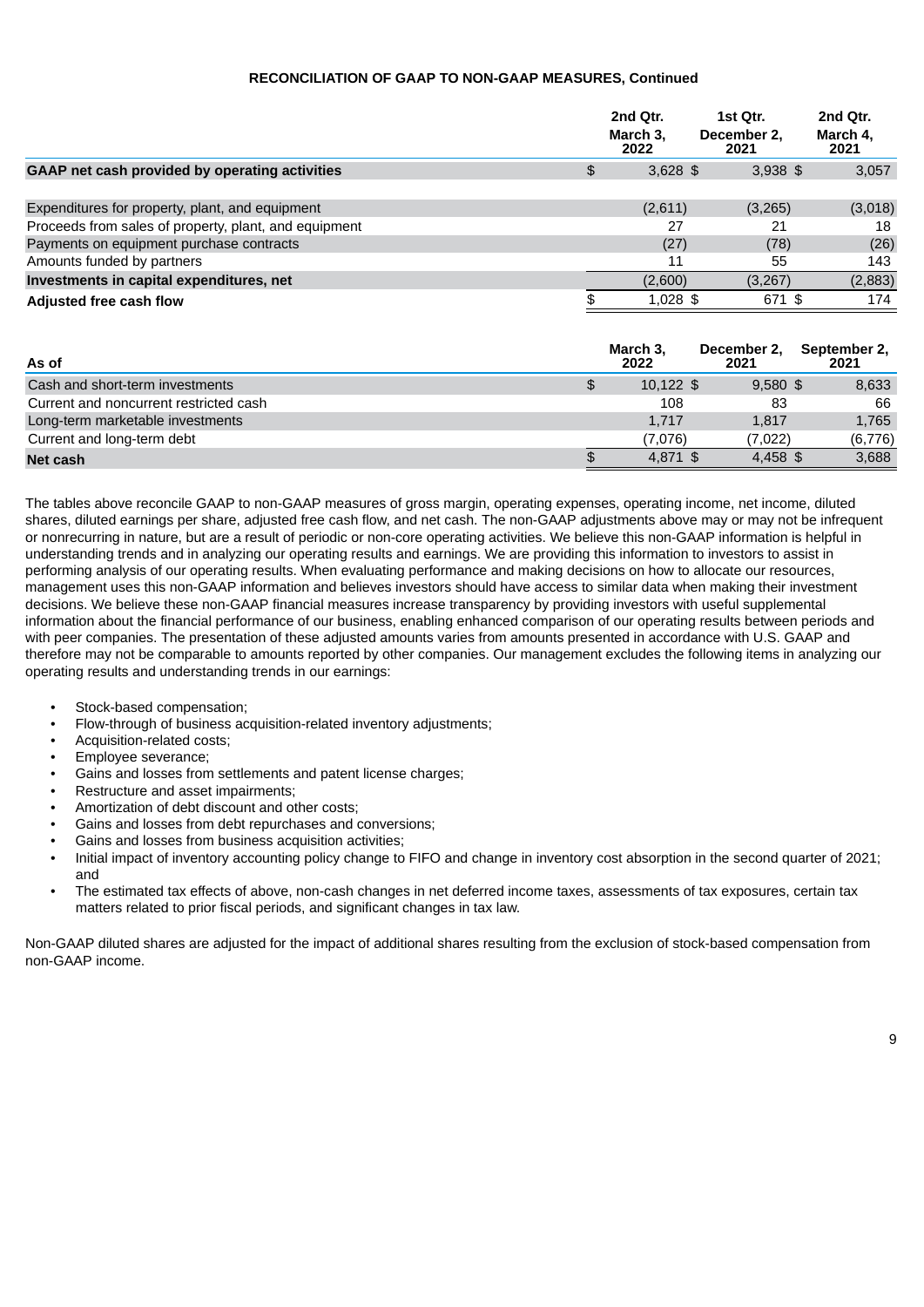## RECONCILIATION OF GAAP TO NON-GAAP MEASURES, Continued

| | 2nd Qtr. March 3, 2022 | 1st Qtr. December 2, 2021 | 2nd Qtr. March 4, 2021 |
|---|---|---|---|
| **GAAP net cash provided by operating activities** | $ 3,628 | $ 3,938 | $ 3,057 |
| | | | |
| Expenditures for property, plant, and equipment | (2,611) | (3,265) | (3,018) |
| Proceeds from sales of property, plant, and equipment | 27 | 21 | 18 |
| Payments on equipment purchase contracts | (27) | (78) | (26) |
| Amounts funded by partners | 11 | 55 | 143 |
| **Investments in capital expenditures, net** | (2,600) | (3,267) | (2,883) |
| **Adjusted free cash flow** | $ 1,028 | $ 671 | $ 174 |

| As of | March 3, 2022 | December 2, 2021 | September 2, 2021 |
|---|---|---|---|
| Cash and short-term investments | $ 10,122 | $ 9,580 | $ 8,633 |
| Current and noncurrent restricted cash | 108 | 83 | 66 |
| Long-term marketable investments | 1,717 | 1,817 | 1,765 |
| Current and long-term debt | (7,076) | (7,022) | (6,776) |
| **Net cash** | $ 4,871 | $ 4,458 | $ 3,688 |

The tables above reconcile GAAP to non-GAAP measures of gross margin, operating expenses, operating income, net income, diluted shares, diluted earnings per share, adjusted free cash flow, and net cash. The non-GAAP adjustments above may or may not be infrequent or nonrecurring in nature, but are a result of periodic or non-core operating activities. We believe this non-GAAP information is helpful in understanding trends and in analyzing our operating results and earnings. We are providing this information to investors to assist in performing analysis of our operating results. When evaluating performance and making decisions on how to allocate our resources, management uses this non-GAAP information and believes investors should have access to similar data when making their investment decisions. We believe these non-GAAP financial measures increase transparency by providing investors with useful supplemental information about the financial performance of our business, enabling enhanced comparison of our operating results between periods and with peer companies. The presentation of these adjusted amounts varies from amounts presented in accordance with U.S. GAAP and therefore may not be comparable to amounts reported by other companies. Our management excludes the following items in analyzing our operating results and understanding trends in our earnings:

- Stock-based compensation;
- Flow-through of business acquisition-related inventory adjustments;
- Acquisition-related costs;
- Employee severance;
- Gains and losses from settlements and patent license charges;
- Restructure and asset impairments;
- Amortization of debt discount and other costs;
- Gains and losses from debt repurchases and conversions;
- Gains and losses from business acquisition activities;
- Initial impact of inventory accounting policy change to FIFO and change in inventory cost absorption in the second quarter of 2021; and
- The estimated tax effects of above, non-cash changes in net deferred income taxes, assessments of tax exposures, certain tax matters related to prior fiscal periods, and significant changes in tax law.

Non-GAAP diluted shares are adjusted for the impact of additional shares resulting from the exclusion of stock-based compensation from non-GAAP income.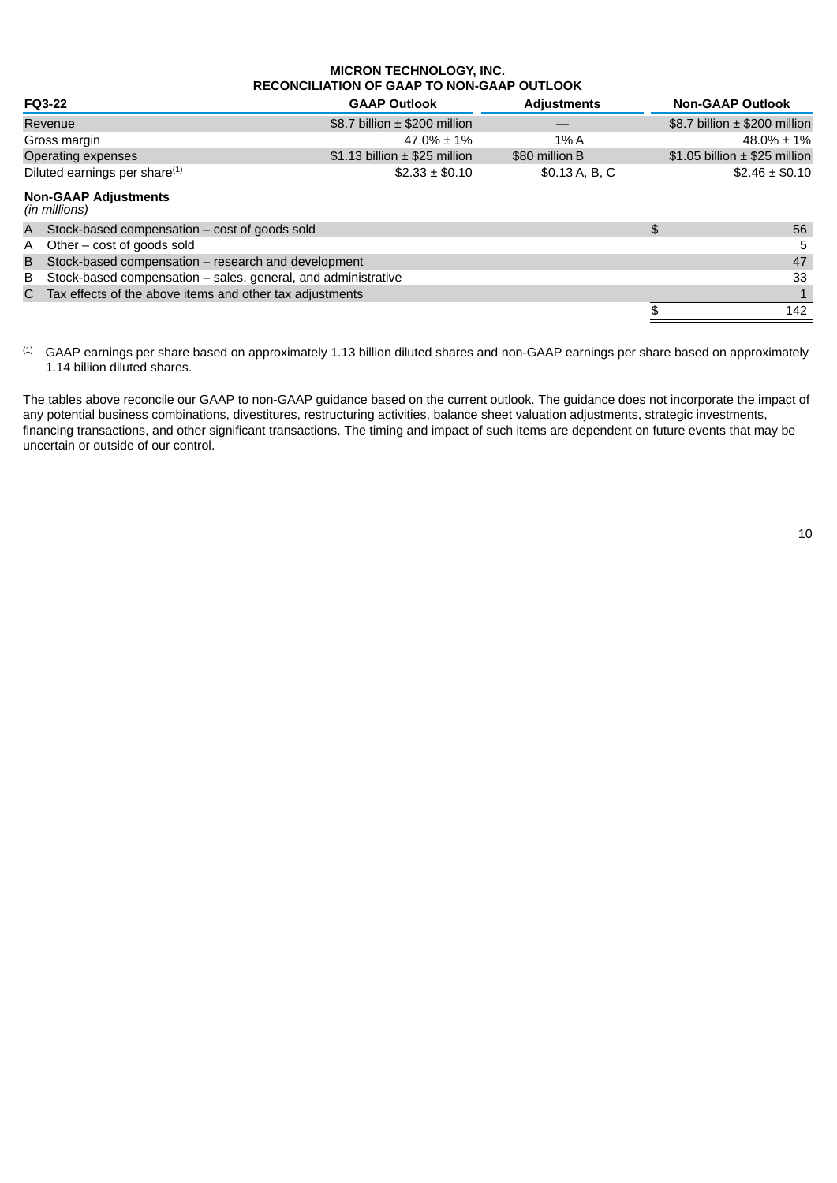**MICRON TECHNOLOGY, INC.**
**RECONCILIATION OF GAAP TO NON-GAAP OUTLOOK**

| FQ3-22 | GAAP Outlook | Adjustments | Non-GAAP Outlook |
|---|---|---|---|
| Revenue | \$8.7 billion ± \$200 million | — | \$8.7 billion ± \$200 million |
| Gross margin | 47.0% ± 1% | 1% A | 48.0% ± 1% |
| Operating expenses | \$1.13 billion ± \$25 million | \$80 million B | \$1.05 billion ± \$25 million |
| Diluted earnings per share[(1)] | \$2.33 ± \$0.10 | \$0.13 A, B, C | \$2.46 ± \$0.10 |

**Non-GAAP Adjustments**
*(in millions)*

| | | | |
|---|---|---|---|
| A | Stock-based compensation – cost of goods sold | \$ | 56 |
| A | Other – cost of goods sold | | 5 |
| B | Stock-based compensation – research and development | | 47 |
| B | Stock-based compensation – sales, general, and administrative | | 33 |
| C | Tax effects of the above items and other tax adjustments | | 1 |
| | | \$ | 142 |

(1) GAAP earnings per share based on approximately 1.13 billion diluted shares and non-GAAP earnings per share based on approximately 1.14 billion diluted shares.

The tables above reconcile our GAAP to non-GAAP guidance based on the current outlook. The guidance does not incorporate the impact of any potential business combinations, divestitures, restructuring activities, balance sheet valuation adjustments, strategic investments, financing transactions, and other significant transactions. The timing and impact of such items are dependent on future events that may be uncertain or outside of our control.